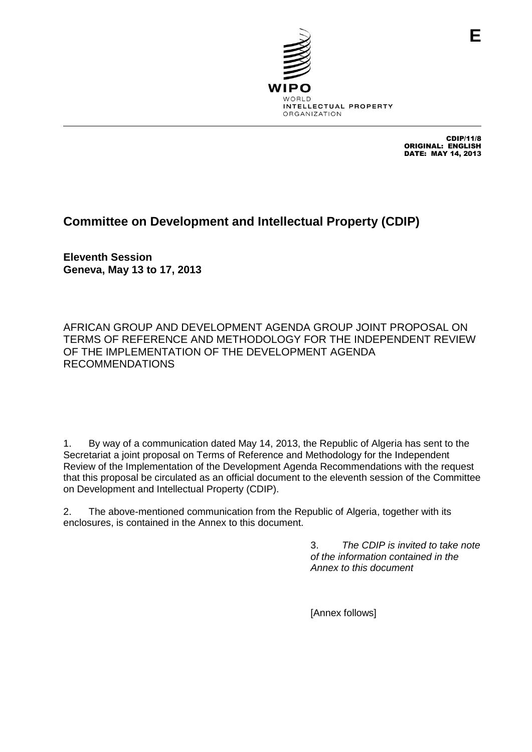WIPO
WORLD
INTELLECTUAL PROPERTY
ORGANIZATION

E

CDIP/11/8
ORIGINAL: ENGLISH
DATE: MAY 14, 2013

# Committee on Development and Intellectual Property (CDIP)

**Eleventh Session**
**Geneva, May 13 to 17, 2013**

AFRICAN GROUP AND DEVELOPMENT AGENDA GROUP JOINT PROPOSAL ON TERMS OF REFERENCE AND METHODOLOGY FOR THE INDEPENDENT REVIEW OF THE IMPLEMENTATION OF THE DEVELOPMENT AGENDA RECOMMENDATIONS

1. By way of a communication dated May 14, 2013, the Republic of Algeria has sent to the Secretariat a joint proposal on Terms of Reference and Methodology for the Independent Review of the Implementation of the Development Agenda Recommendations with the request that this proposal be circulated as an official document to the eleventh session of the Committee on Development and Intellectual Property (CDIP).

2. The above-mentioned communication from the Republic of Algeria, together with its enclosures, is contained in the Annex to this document.

3. *The CDIP is invited to take note of the information contained in the Annex to this document*

[Annex follows]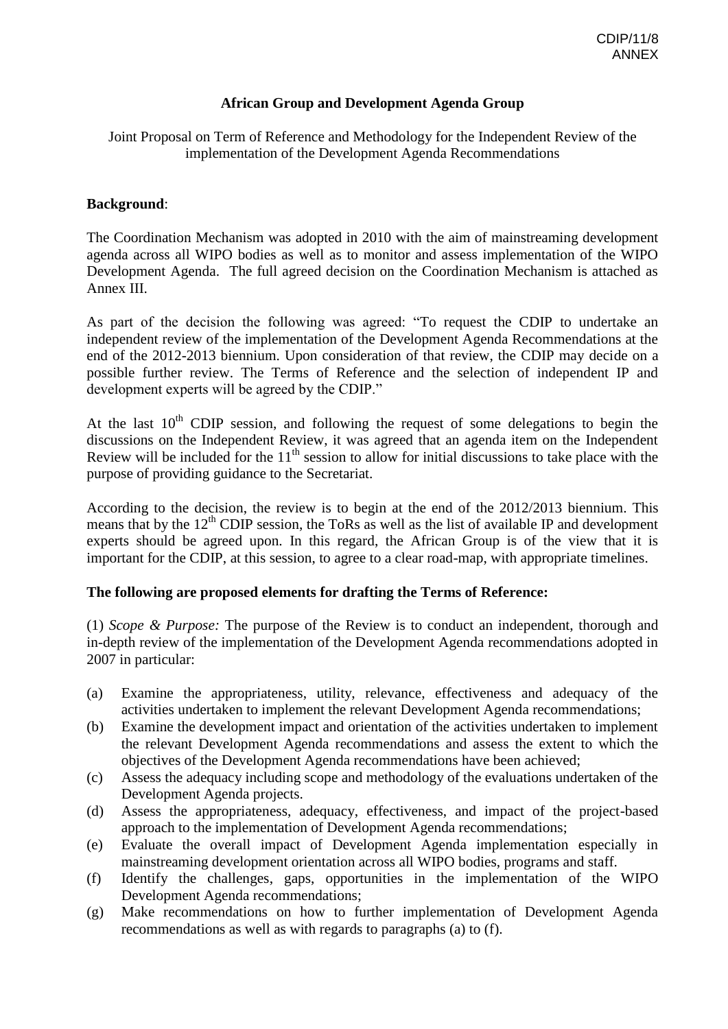## African Group and Development Agenda Group

Joint Proposal on Term of Reference and Methodology for the Independent Review of the implementation of the Development Agenda Recommendations

**Background**:

The Coordination Mechanism was adopted in 2010 with the aim of mainstreaming development agenda across all WIPO bodies as well as to monitor and assess implementation of the WIPO Development Agenda. The full agreed decision on the Coordination Mechanism is attached as Annex III.

As part of the decision the following was agreed: "To request the CDIP to undertake an independent review of the implementation of the Development Agenda Recommendations at the end of the 2012-2013 biennium. Upon consideration of that review, the CDIP may decide on a possible further review. The Terms of Reference and the selection of independent IP and development experts will be agreed by the CDIP."

At the last 10th CDIP session, and following the request of some delegations to begin the discussions on the Independent Review, it was agreed that an agenda item on the Independent Review will be included for the 11th session to allow for initial discussions to take place with the purpose of providing guidance to the Secretariat.

According to the decision, the review is to begin at the end of the 2012/2013 biennium. This means that by the 12th CDIP session, the ToRs as well as the list of available IP and development experts should be agreed upon. In this regard, the African Group is of the view that it is important for the CDIP, at this session, to agree to a clear road-map, with appropriate timelines.

**The following are proposed elements for drafting the Terms of Reference:**

(1) *Scope & Purpose:* The purpose of the Review is to conduct an independent, thorough and in-depth review of the implementation of the Development Agenda recommendations adopted in 2007 in particular:

(a) Examine the appropriateness, utility, relevance, effectiveness and adequacy of the activities undertaken to implement the relevant Development Agenda recommendations;

(b) Examine the development impact and orientation of the activities undertaken to implement the relevant Development Agenda recommendations and assess the extent to which the objectives of the Development Agenda recommendations have been achieved;

(c) Assess the adequacy including scope and methodology of the evaluations undertaken of the Development Agenda projects.

(d) Assess the appropriateness, adequacy, effectiveness, and impact of the project-based approach to the implementation of Development Agenda recommendations;

(e) Evaluate the overall impact of Development Agenda implementation especially in mainstreaming development orientation across all WIPO bodies, programs and staff.

(f) Identify the challenges, gaps, opportunities in the implementation of the WIPO Development Agenda recommendations;

(g) Make recommendations on how to further implementation of Development Agenda recommendations as well as with regards to paragraphs (a) to (f).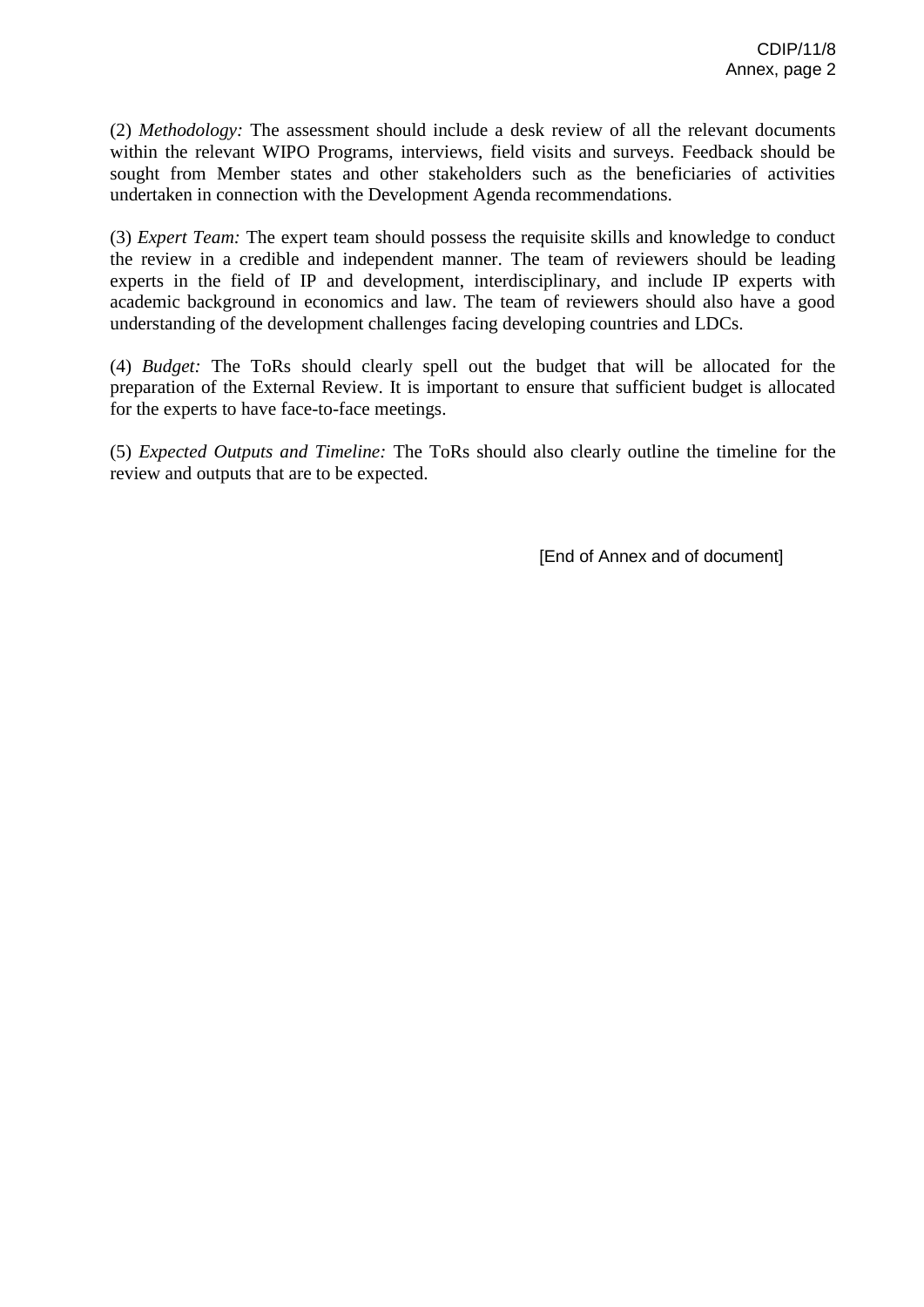(2) *Methodology:* The assessment should include a desk review of all the relevant documents within the relevant WIPO Programs, interviews, field visits and surveys. Feedback should be sought from Member states and other stakeholders such as the beneficiaries of activities undertaken in connection with the Development Agenda recommendations.

(3) *Expert Team:* The expert team should possess the requisite skills and knowledge to conduct the review in a credible and independent manner. The team of reviewers should be leading experts in the field of IP and development, interdisciplinary, and include IP experts with academic background in economics and law. The team of reviewers should also have a good understanding of the development challenges facing developing countries and LDCs.

(4) *Budget:* The ToRs should clearly spell out the budget that will be allocated for the preparation of the External Review. It is important to ensure that sufficient budget is allocated for the experts to have face-to-face meetings.

(5) *Expected Outputs and Timeline:* The ToRs should also clearly outline the timeline for the review and outputs that are to be expected.

[End of Annex and of document]